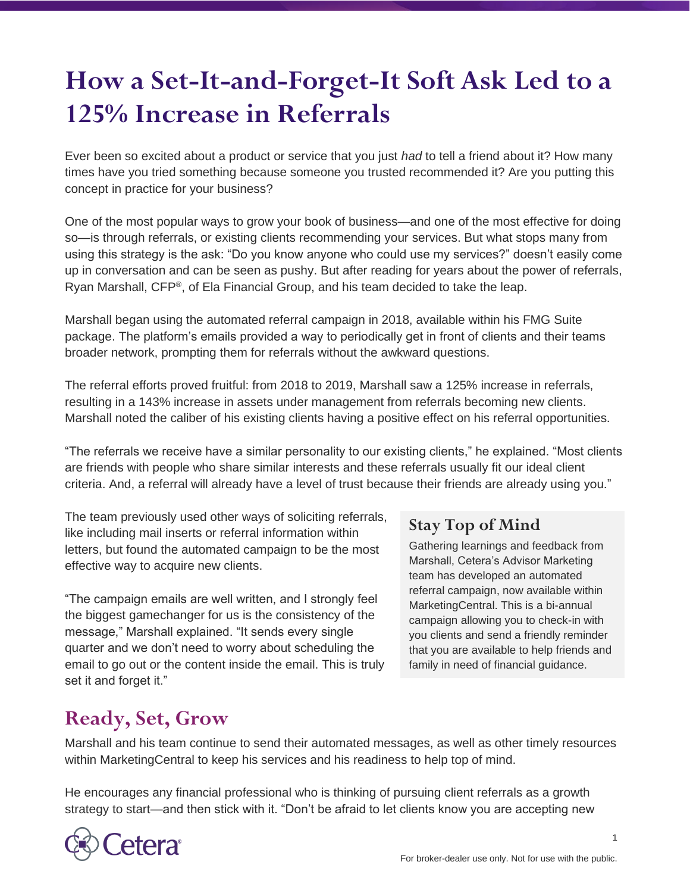# How a Set-It-and-Forget-It Soft Ask Led to a 125% Increase in Referrals

Ever been so excited about a product or service that you just *had* to tell a friend about it? How many times have you tried something because someone you trusted recommended it? Are you putting this concept in practice for your business?

One of the most popular ways to grow your book of business—and one of the most effective for doing so—is through referrals, or existing clients recommending your services. But what stops many from using this strategy is the ask: "Do you know anyone who could use my services?" doesn't easily come up in conversation and can be seen as pushy. But after reading for years about the power of referrals, Ryan Marshall, CFP®, of Ela Financial Group, and his team decided to take the leap.

Marshall began using the automated referral campaign in 2018, available within his FMG Suite package. The platform's emails provided a way to periodically get in front of clients and their teams broader network, prompting them for referrals without the awkward questions.

The referral efforts proved fruitful: from 2018 to 2019, Marshall saw a 125% increase in referrals, resulting in a 143% increase in assets under management from referrals becoming new clients. Marshall noted the caliber of his existing clients having a positive effect on his referral opportunities.

"The referrals we receive have a similar personality to our existing clients," he explained. "Most clients are friends with people who share similar interests and these referrals usually fit our ideal client criteria. And, a referral will already have a level of trust because their friends are already using you."

The team previously used other ways of soliciting referrals, like including mail inserts or referral information within letters, but found the automated campaign to be the most effective way to acquire new clients.

"The campaign emails are well written, and I strongly feel the biggest gamechanger for us is the consistency of the message," Marshall explained. "It sends every single quarter and we don't need to worry about scheduling the email to go out or the content inside the email. This is truly set it and forget it."

### Stay Top of Mind

Gathering learnings and feedback from Marshall, Cetera's Advisor Marketing team has developed an automated referral campaign, now available within MarketingCentral. This is a bi-annual campaign allowing you to check-in with you clients and send a friendly reminder that you are available to help friends and family in need of financial guidance.

## Ready, Set, Grow

Marshall and his team continue to send their automated messages, as well as other timely resources within MarketingCentral to keep his services and his readiness to help top of mind.

He encourages any financial professional who is thinking of pursuing client referrals as a growth strategy to start—and then stick with it. "Don't be afraid to let clients know you are accepting new

For broker-dealer use only. Not for use with the public.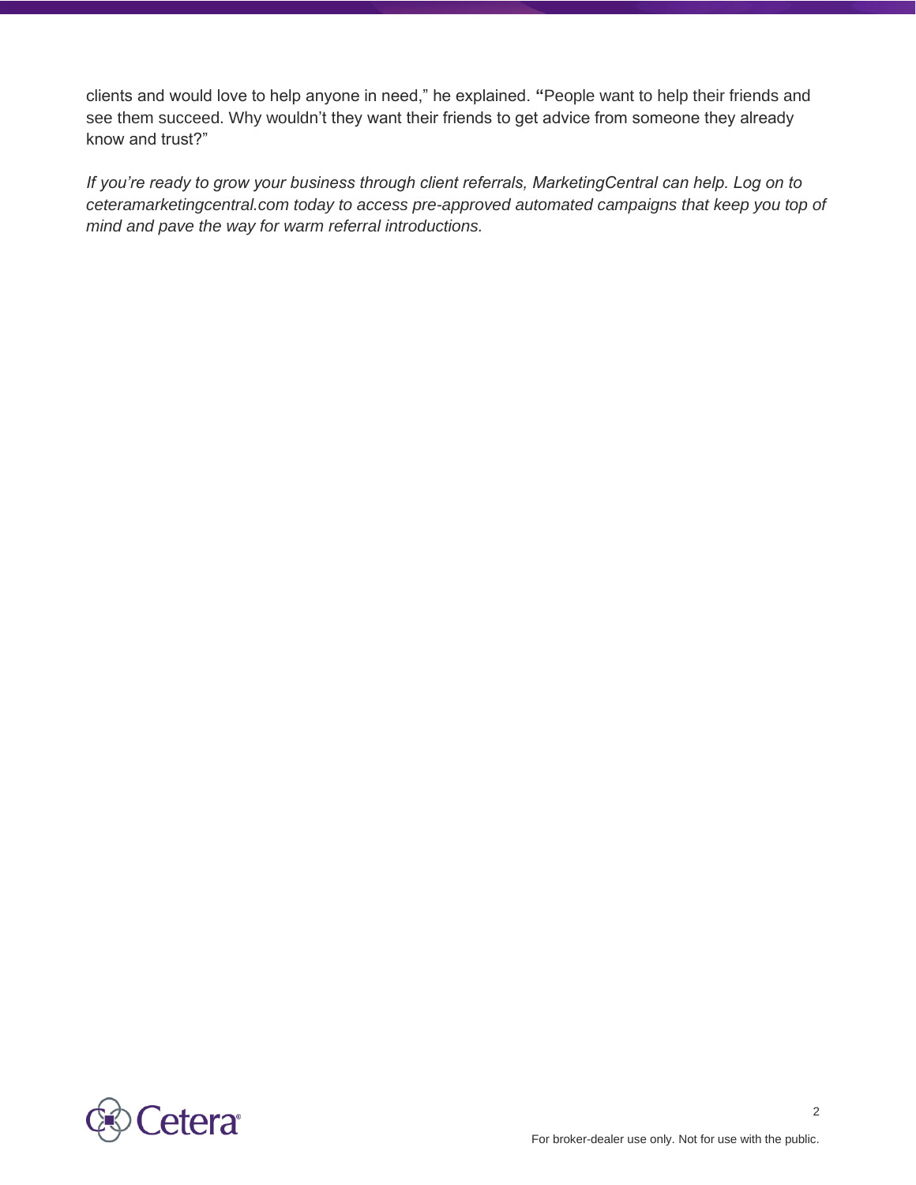clients and would love to help anyone in need," he explained. "People want to help their friends and see them succeed. Why wouldn't they want their friends to get advice from someone they already know and trust?"

*If you're ready to grow your business through client referrals, MarketingCentral can help. Log on to ceteramarketingcentral.com today to access pre-approved automated campaigns that keep you top of mind and pave the way for warm referral introductions.*

For broker-dealer use only. Not for use with the public.